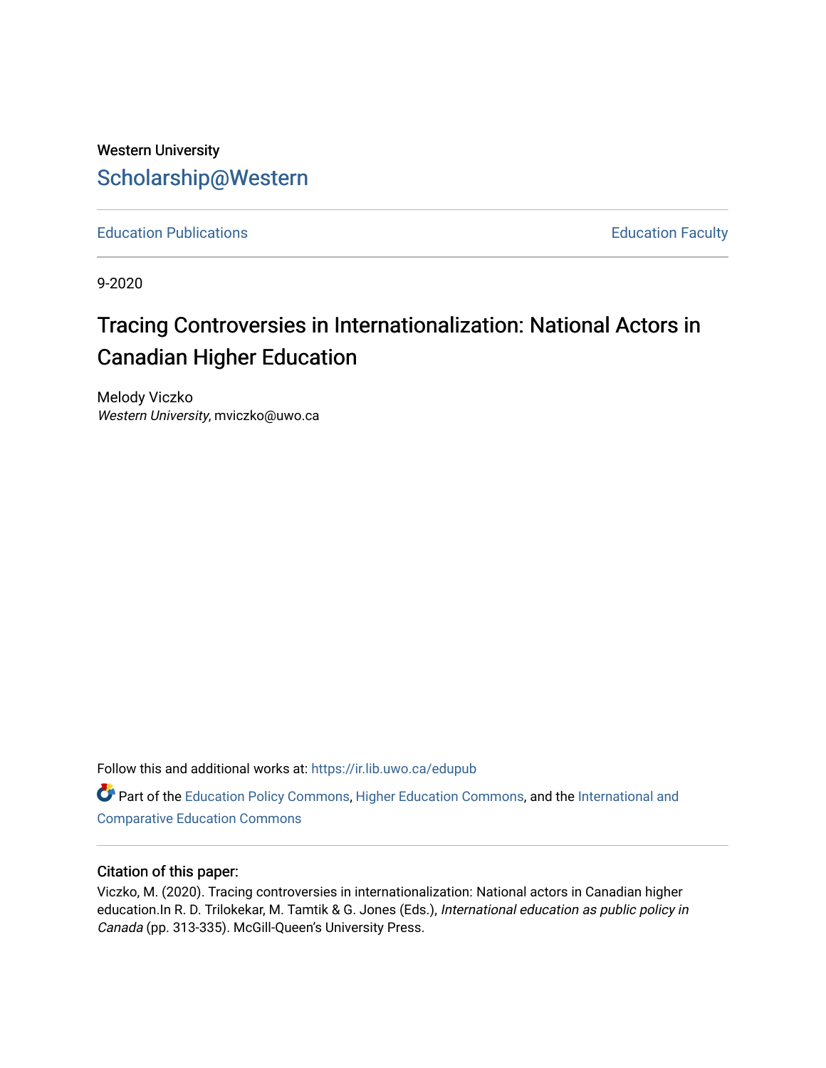Western University

Scholarship@Western

Education Publications

Education Faculty

9-2020

# Tracing Controversies in Internationalization: National Actors in Canadian Higher Education

Melody Viczko
*Western University*, mviczko@uwo.ca

Follow this and additional works at: https://ir.lib.uwo.ca/edupub

Part of the Education Policy Commons, Higher Education Commons, and the International and Comparative Education Commons

## Citation of this paper:

Viczko, M. (2020). Tracing controversies in internationalization: National actors in Canadian higher education.In R. D. Trilokekar, M. Tamtik & G. Jones (Eds.), *International education as public policy in Canada* (pp. 313-335). McGill-Queen's University Press.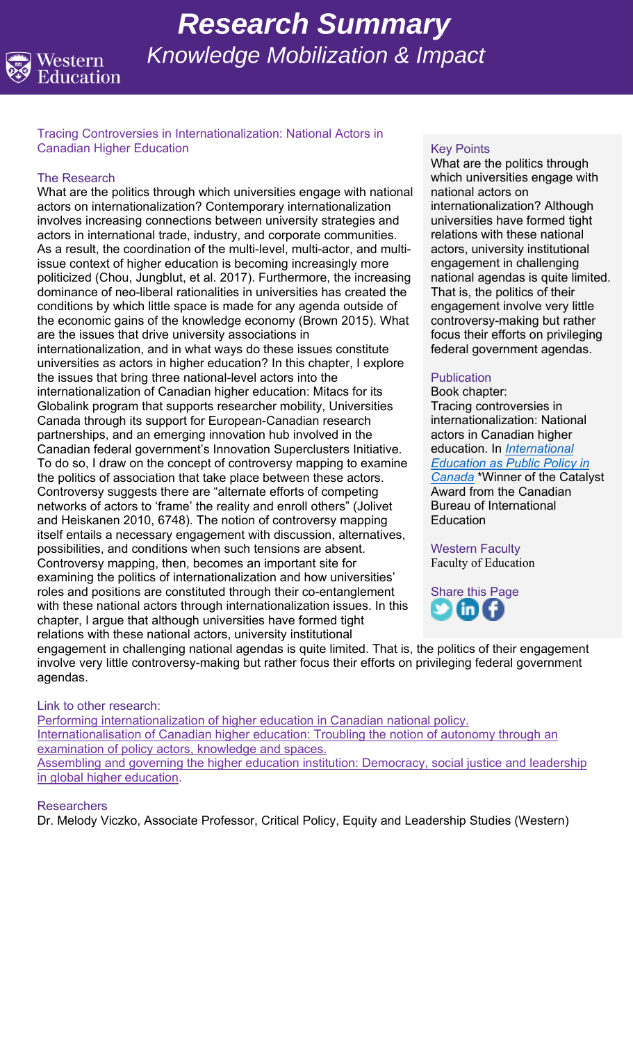# Research Summary

## Knowledge Mobilization & Impact

Western Education

### Tracing Controversies in Internationalization: National Actors in Canadian Higher Education

#### The Research

What are the politics through which universities engage with national actors on internationalization? Contemporary internationalization involves increasing connections between university strategies and actors in international trade, industry, and corporate communities. As a result, the coordination of the multi-level, multi-actor, and multi-issue context of higher education is becoming increasingly more politicized (Chou, Jungblut, et al. 2017). Furthermore, the increasing dominance of neo-liberal rationalities in universities has created the conditions by which little space is made for any agenda outside of the economic gains of the knowledge economy (Brown 2015). What are the issues that drive university associations in internationalization, and in what ways do these issues constitute universities as actors in higher education? In this chapter, I explore the issues that bring three national-level actors into the internationalization of Canadian higher education: Mitacs for its Globalink program that supports researcher mobility, Universities Canada through its support for European-Canadian research partnerships, and an emerging innovation hub involved in the Canadian federal government's Innovation Superclusters Initiative. To do so, I draw on the concept of controversy mapping to examine the politics of association that take place between these actors. Controversy suggests there are "alternate efforts of competing networks of actors to 'frame' the reality and enroll others" (Jolivet and Heiskanen 2010, 6748). The notion of controversy mapping itself entails a necessary engagement with discussion, alternatives, possibilities, and conditions when such tensions are absent. Controversy mapping, then, becomes an important site for examining the politics of internationalization and how universities' roles and positions are constituted through their co-entanglement with these national actors through internationalization issues. In this chapter, I argue that although universities have formed tight relations with these national actors, university institutional engagement in challenging national agendas is quite limited. That is, the politics of their engagement involve very little controversy-making but rather focus their efforts on privileging federal government agendas.

#### Key Points

What are the politics through which universities engage with national actors on internationalization? Although universities have formed tight relations with these national actors, university institutional engagement in challenging national agendas is quite limited. That is, the politics of their engagement involve very little controversy-making but rather focus their efforts on privileging federal government agendas.

#### Publication

Book chapter:
Tracing controversies in internationalization: National actors in Canadian higher education. In *International Education as Public Policy in Canada* *Winner of the Catalyst Award from the Canadian Bureau of International Education

#### Western Faculty

Faculty of Education

#### Share this Page

#### Link to other research:

Performing internationalization of higher education in Canadian national policy.
Internationalisation of Canadian higher education: Troubling the notion of autonomy through an examination of policy actors, knowledge and spaces.
Assembling and governing the higher education institution: Democracy, social justice and leadership in global higher education.

#### Researchers

Dr. Melody Viczko, Associate Professor, Critical Policy, Equity and Leadership Studies (Western)